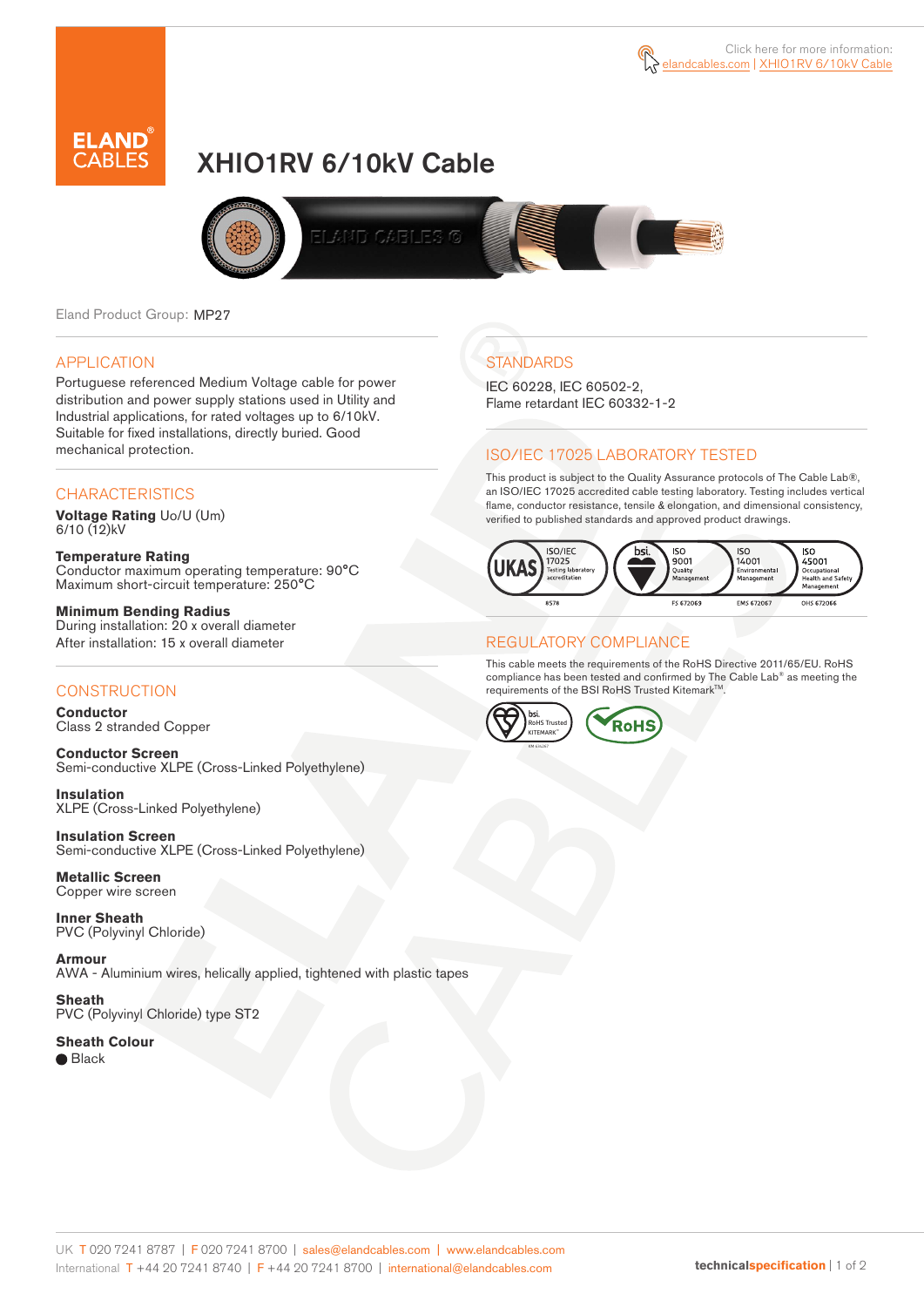Click here for more information: elandcables.com | XHIO1RV 6/10kV Cable

# XHIO1RV 6/10kV Cable

Eland Product Group: MP27

## APPLICATION

Portuguese referenced Medium Voltage cable for power distribution and power supply stations used in Utility and Industrial applications, for rated voltages up to 6/10kV. Suitable for fixed installations, directly buried. Good mechanical protection.

## CHARACTERISTICS

**Voltage Rating** Uo/U (Um)
6/10 (12)kV

**Temperature Rating**
Conductor maximum operating temperature: 90°C
Maximum short-circuit temperature: 250°C

**Minimum Bending Radius**
During installation: 20 x overall diameter
After installation: 15 x overall diameter

## CONSTRUCTION

**Conductor**
Class 2 stranded Copper

**Conductor Screen**
Semi-conductive XLPE (Cross-Linked Polyethylene)

**Insulation**
XLPE (Cross-Linked Polyethylene)

**Insulation Screen**
Semi-conductive XLPE (Cross-Linked Polyethylene)

**Metallic Screen**
Copper wire screen

**Inner Sheath**
PVC (Polyvinyl Chloride)

**Armour**
AWA - Aluminium wires, helically applied, tightened with plastic tapes

**Sheath**
PVC (Polyvinyl Chloride) type ST2

**Sheath Colour**
● Black

## STANDARDS

IEC 60228, IEC 60502-2,
Flame retardant IEC 60332-1-2

## ISO/IEC 17025 LABORATORY TESTED

This product is subject to the Quality Assurance protocols of The Cable Lab®, an ISO/IEC 17025 accredited cable testing laboratory. Testing includes vertical flame, conductor resistance, tensile & elongation, and dimensional consistency, verified to published standards and approved product drawings.

UKAS ISO/IEC 17025 Testing laboratory accreditation 8578 | bsi ISO 9001 Quality Management FS 672069 | ISO 14001 Environmental Management EMS 672067 | ISO 45001 Occupational Health and Safety Management OHS 672066

## REGULATORY COMPLIANCE

This cable meets the requirements of the RoHS Directive 2011/65/EU. RoHS compliance has been tested and confirmed by The Cable Lab® as meeting the requirements of the BSI RoHS Trusted Kitemark™.

bsi RoHS Trusted KITEMARK™ | RoHS

UK T 020 7241 8787 | F 020 7241 8700 | sales@elandcables.com | www.elandcables.com
International T +44 20 7241 8740 | F +44 20 7241 8700 | international@elandcables.com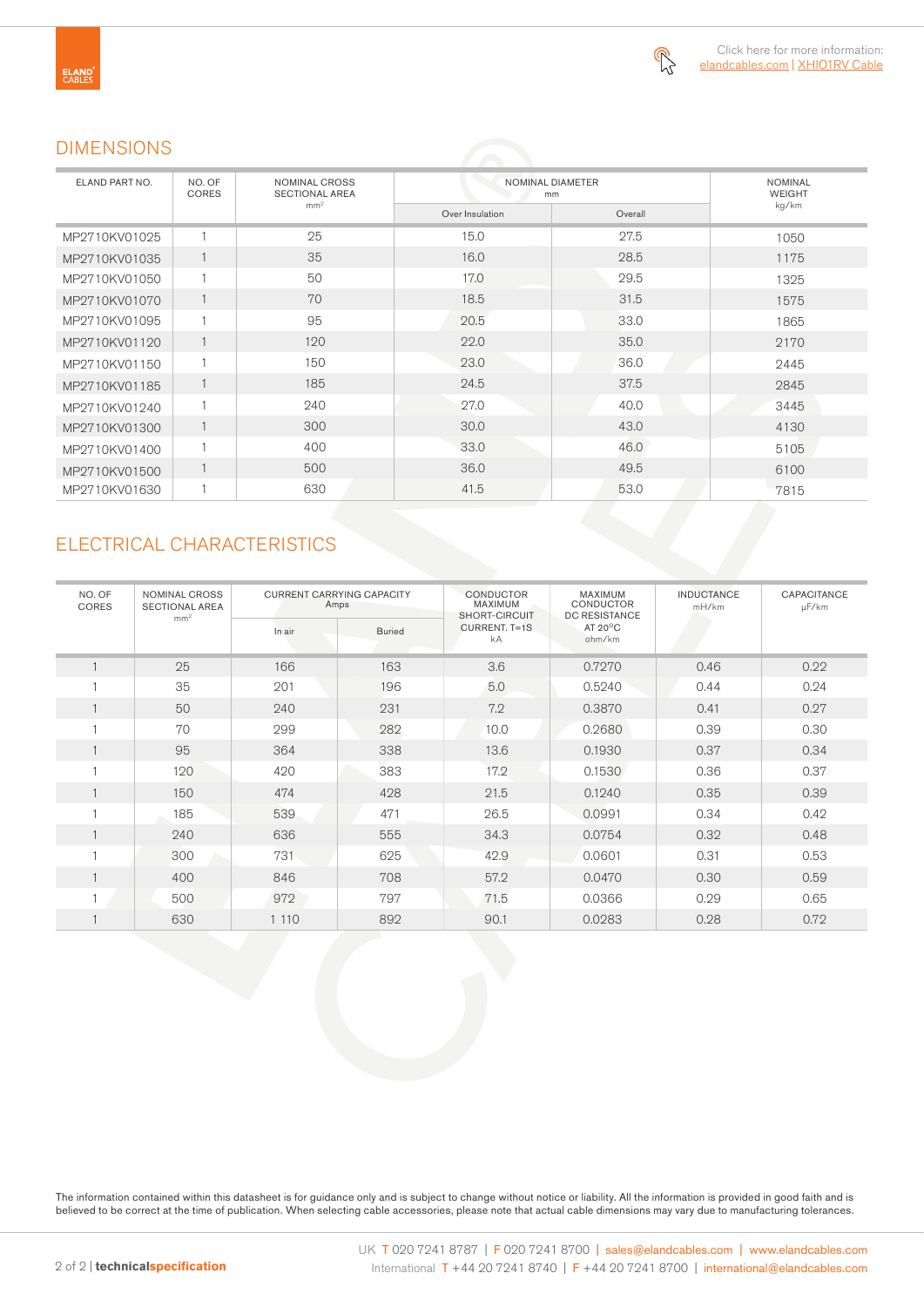Click here for more information: elandcables.com | XHIO1RV Cable

## DIMENSIONS

| ELAND PART NO. | NO. OF CORES | NOMINAL CROSS SECTIONAL AREA mm² | NOMINAL DIAMETER mm | | NOMINAL WEIGHT kg/km |
|---|---|---|---|---|---|
| | | | Over Insulation | Overall | |
| MP2710KV01025 | 1 | 25 | 15.0 | 27.5 | 1050 |
| MP2710KV01035 | 1 | 35 | 16.0 | 28.5 | 1175 |
| MP2710KV01050 | 1 | 50 | 17.0 | 29.5 | 1325 |
| MP2710KV01070 | 1 | 70 | 18.5 | 31.5 | 1575 |
| MP2710KV01095 | 1 | 95 | 20.5 | 33.0 | 1865 |
| MP2710KV01120 | 1 | 120 | 22.0 | 35.0 | 2170 |
| MP2710KV01150 | 1 | 150 | 23.0 | 36.0 | 2445 |
| MP2710KV01185 | 1 | 185 | 24.5 | 37.5 | 2845 |
| MP2710KV01240 | 1 | 240 | 27.0 | 40.0 | 3445 |
| MP2710KV01300 | 1 | 300 | 30.0 | 43.0 | 4130 |
| MP2710KV01400 | 1 | 400 | 33.0 | 46.0 | 5105 |
| MP2710KV01500 | 1 | 500 | 36.0 | 49.5 | 6100 |
| MP2710KV01630 | 1 | 630 | 41.5 | 53.0 | 7815 |

## ELECTRICAL CHARACTERISTICS

| NO. OF CORES | NOMINAL CROSS SECTIONAL AREA mm² | CURRENT CARRYING CAPACITY Amps | | CONDUCTOR MAXIMUM SHORT-CIRCUIT CURRENT. T=1S kA | MAXIMUM CONDUCTOR DC RESISTANCE AT 20°C ohm/km | INDUCTANCE mH/km | CAPACITANCE µF/km |
|---|---|---|---|---|---|---|---|
| | | In air | Buried | | | | |
| 1 | 25 | 166 | 163 | 3.6 | 0.7270 | 0.46 | 0.22 |
| 1 | 35 | 201 | 196 | 5.0 | 0.5240 | 0.44 | 0.24 |
| 1 | 50 | 240 | 231 | 7.2 | 0.3870 | 0.41 | 0.27 |
| 1 | 70 | 299 | 282 | 10.0 | 0.2680 | 0.39 | 0.30 |
| 1 | 95 | 364 | 338 | 13.6 | 0.1930 | 0.37 | 0.34 |
| 1 | 120 | 420 | 383 | 17.2 | 0.1530 | 0.36 | 0.37 |
| 1 | 150 | 474 | 428 | 21.5 | 0.1240 | 0.35 | 0.39 |
| 1 | 185 | 539 | 471 | 26.5 | 0.0991 | 0.34 | 0.42 |
| 1 | 240 | 636 | 555 | 34.3 | 0.0754 | 0.32 | 0.48 |
| 1 | 300 | 731 | 625 | 42.9 | 0.0601 | 0.31 | 0.53 |
| 1 | 400 | 846 | 708 | 57.2 | 0.0470 | 0.30 | 0.59 |
| 1 | 500 | 972 | 797 | 71.5 | 0.0366 | 0.29 | 0.65 |
| 1 | 630 | 1 110 | 892 | 90.1 | 0.0283 | 0.28 | 0.72 |

The information contained within this datasheet is for guidance only and is subject to change without notice or liability. All the information is provided in good faith and is believed to be correct at the time of publication. When selecting cable accessories, please note that actual cable dimensions may vary due to manufacturing tolerances.

UK T 020 7241 8787 | F 020 7241 8700 | sales@elandcables.com | www.elandcables.com
International T +44 20 7241 8740 | F +44 20 7241 8700 | international@elandcables.com